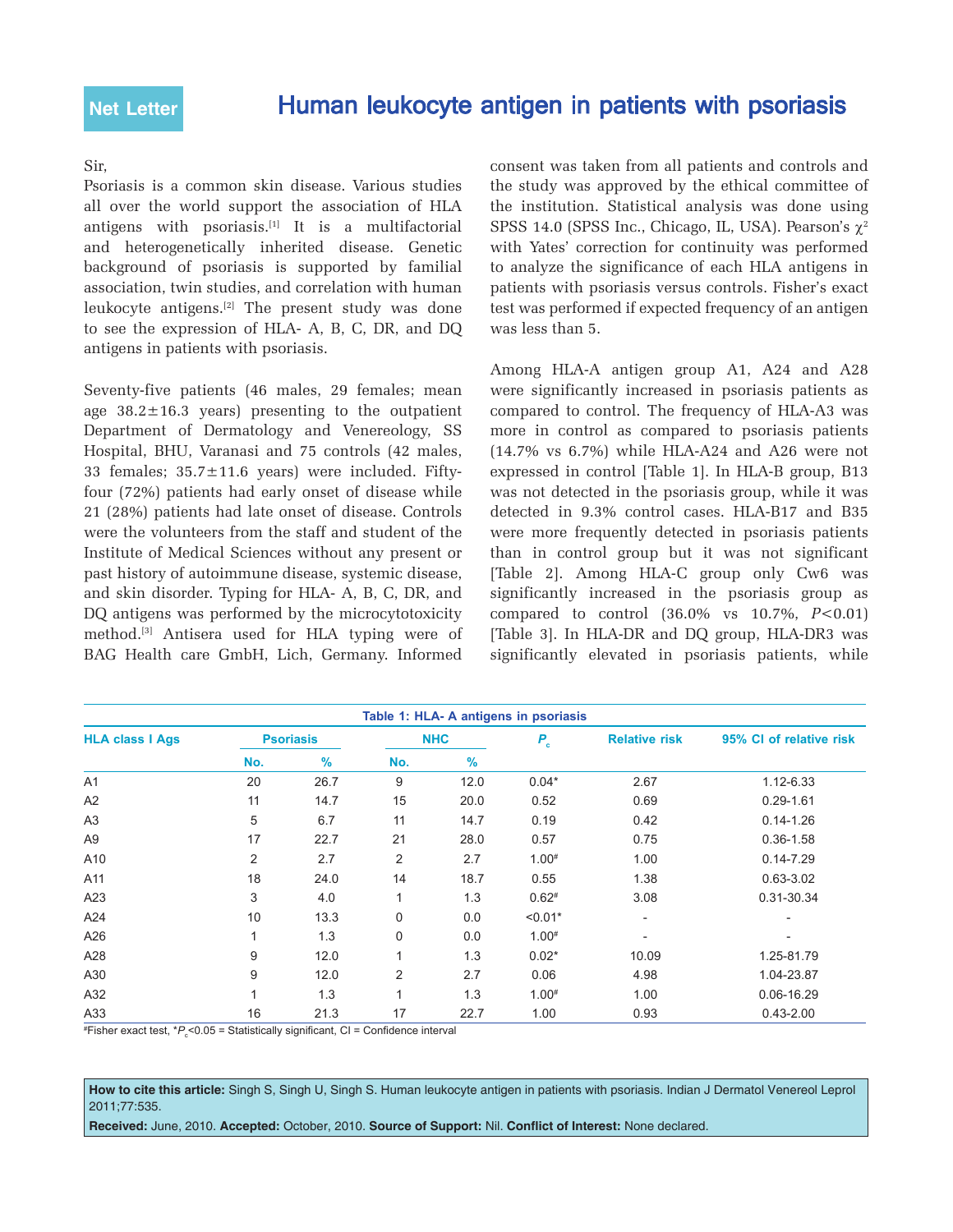Net Letter

# Human leukocyte antigen in patients with psoriasis

Sir,

Psoriasis is a common skin disease. Various studies all over the world support the association of HLA antigens with psoriasis.[1] It is a multifactorial and heterogenetically inherited disease. Genetic background of psoriasis is supported by familial association, twin studies, and correlation with human leukocyte antigens.[2] The present study was done to see the expression of HLA- A, B, C, DR, and DQ antigens in patients with psoriasis.

Seventy-five patients (46 males, 29 females; mean age 38.2±16.3 years) presenting to the outpatient Department of Dermatology and Venereology, SS Hospital, BHU, Varanasi and 75 controls (42 males, 33 females; 35.7±11.6 years) were included. Fifty-four (72%) patients had early onset of disease while 21 (28%) patients had late onset of disease. Controls were the volunteers from the staff and student of the Institute of Medical Sciences without any present or past history of autoimmune disease, systemic disease, and skin disorder. Typing for HLA- A, B, C, DR, and DQ antigens was performed by the microcytotoxicity method.[3] Antisera used for HLA typing were of BAG Health care GmbH, Lich, Germany. Informed consent was taken from all patients and controls and the study was approved by the ethical committee of the institution. Statistical analysis was done using SPSS 14.0 (SPSS Inc., Chicago, IL, USA). Pearson's $\chi^2$ with Yates' correction for continuity was performed to analyze the significance of each HLA antigens in patients with psoriasis versus controls. Fisher's exact test was performed if expected frequency of an antigen was less than 5.

Among HLA-A antigen group A1, A24 and A28 were significantly increased in psoriasis patients as compared to control. The frequency of HLA-A3 was more in control as compared to psoriasis patients (14.7% vs 6.7%) while HLA-A24 and A26 were not expressed in control [Table 1]. In HLA-B group, B13 was not detected in the psoriasis group, while it was detected in 9.3% control cases. HLA-B17 and B35 were more frequently detected in psoriasis patients than in control group but it was not significant [Table 2]. Among HLA-C group only Cw6 was significantly increased in the psoriasis group as compared to control (36.0% vs 10.7%, $P$<0.01) [Table 3]. In HLA-DR and DQ group, HLA-DR3 was significantly elevated in psoriasis patients, while

**Table 1: HLA- A antigens in psoriasis**

| HLA class I Ags | Psoriasis | | NHC | | $P_c$ | Relative risk | 95% CI of relative risk |
|---|---|---|---|---|---|---|---|
| | No. | % | No. | % | | | |
| A1 | 20 | 26.7 | 9 | 12.0 | 0.04* | 2.67 | 1.12-6.33 |
| A2 | 11 | 14.7 | 15 | 20.0 | 0.52 | 0.69 | 0.29-1.61 |
| A3 | 5 | 6.7 | 11 | 14.7 | 0.19 | 0.42 | 0.14-1.26 |
| A9 | 17 | 22.7 | 21 | 28.0 | 0.57 | 0.75 | 0.36-1.58 |
| A10 | 2 | 2.7 | 2 | 2.7 | 1.00# | 1.00 | 0.14-7.29 |
| A11 | 18 | 24.0 | 14 | 18.7 | 0.55 | 1.38 | 0.63-3.02 |
| A23 | 3 | 4.0 | 1 | 1.3 | 0.62# | 3.08 | 0.31-30.34 |
| A24 | 10 | 13.3 | 0 | 0.0 | <0.01* | - | - |
| A26 | 1 | 1.3 | 0 | 0.0 | 1.00# | - | - |
| A28 | 9 | 12.0 | 1 | 1.3 | 0.02* | 10.09 | 1.25-81.79 |
| A30 | 9 | 12.0 | 2 | 2.7 | 0.06 | 4.98 | 1.04-23.87 |
| A32 | 1 | 1.3 | 1 | 1.3 | 1.00# | 1.00 | 0.06-16.29 |
| A33 | 16 | 21.3 | 17 | 22.7 | 1.00 | 0.93 | 0.43-2.00 |

#Fisher exact test, *$P_c$<0.05 = Statistically significant, CI = Confidence interval

**How to cite this article:** Singh S, Singh U, Singh S. Human leukocyte antigen in patients with psoriasis. Indian J Dermatol Venereol Leprol 2011;77:535.

**Received:** June, 2010. **Accepted:** October, 2010. **Source of Support:** Nil. **Conflict of Interest:** None declared.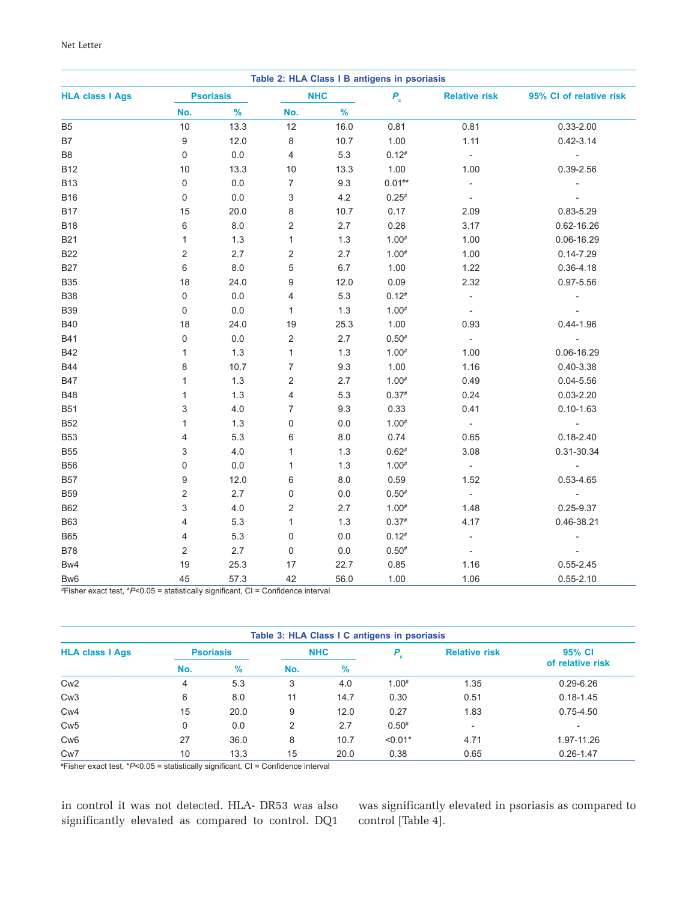**Table 2: HLA Class I B antigens in psoriasis**

| HLA class I Ags | Psoriasis | | NHC | | $P_c$ | Relative risk | 95% CI of relative risk |
|---|---|---|---|---|---|---|---|
| | No. | % | No. | % | | | |
| B5 | 10 | 13.3 | 12 | 16.0 | 0.81 | 0.81 | 0.33-2.00 |
| B7 | 9 | 12.0 | 8 | 10.7 | 1.00 | 1.11 | 0.42-3.14 |
| B8 | 0 | 0.0 | 4 | 5.3 | 0.12# | - | - |
| B12 | 10 | 13.3 | 10 | 13.3 | 1.00 | 1.00 | 0.39-2.56 |
| B13 | 0 | 0.0 | 7 | 9.3 | 0.01#* | - | - |
| B16 | 0 | 0.0 | 3 | 4.2 | 0.25# | - | - |
| B17 | 15 | 20.0 | 8 | 10.7 | 0.17 | 2.09 | 0.83-5.29 |
| B18 | 6 | 8.0 | 2 | 2.7 | 0.28 | 3.17 | 0.62-16.26 |
| B21 | 1 | 1.3 | 1 | 1.3 | 1.00# | 1.00 | 0.06-16.29 |
| B22 | 2 | 2.7 | 2 | 2.7 | 1.00# | 1.00 | 0.14-7.29 |
| B27 | 6 | 8.0 | 5 | 6.7 | 1.00 | 1.22 | 0.36-4.18 |
| B35 | 18 | 24.0 | 9 | 12.0 | 0.09 | 2.32 | 0.97-5.56 |
| B38 | 0 | 0.0 | 4 | 5.3 | 0.12# | - | - |
| B39 | 0 | 0.0 | 1 | 1.3 | 1.00# | - | - |
| B40 | 18 | 24.0 | 19 | 25.3 | 1.00 | 0.93 | 0.44-1.96 |
| B41 | 0 | 0.0 | 2 | 2.7 | 0.50# | - | - |
| B42 | 1 | 1.3 | 1 | 1.3 | 1.00# | 1.00 | 0.06-16.29 |
| B44 | 8 | 10.7 | 7 | 9.3 | 1.00 | 1.16 | 0.40-3.38 |
| B47 | 1 | 1.3 | 2 | 2.7 | 1.00# | 0.49 | 0.04-5.56 |
| B48 | 1 | 1.3 | 4 | 5.3 | 0.37# | 0.24 | 0.03-2.20 |
| B51 | 3 | 4.0 | 7 | 9.3 | 0.33 | 0.41 | 0.10-1.63 |
| B52 | 1 | 1.3 | 0 | 0.0 | 1.00# | - | - |
| B53 | 4 | 5.3 | 6 | 8.0 | 0.74 | 0.65 | 0.18-2.40 |
| B55 | 3 | 4.0 | 1 | 1.3 | 0.62# | 3.08 | 0.31-30.34 |
| B56 | 0 | 0.0 | 1 | 1.3 | 1.00# | - | - |
| B57 | 9 | 12.0 | 6 | 8.0 | 0.59 | 1.52 | 0.53-4.65 |
| B59 | 2 | 2.7 | 0 | 0.0 | 0.50# | - | - |
| B62 | 3 | 4.0 | 2 | 2.7 | 1.00# | 1.48 | 0.25-9.37 |
| B63 | 4 | 5.3 | 1 | 1.3 | 0.37# | 4.17 | 0.46-38.21 |
| B65 | 4 | 5.3 | 0 | 0.0 | 0.12# | - | - |
| B78 | 2 | 2.7 | 0 | 0.0 | 0.50# | - | - |
| Bw4 | 19 | 25.3 | 17 | 22.7 | 0.85 | 1.16 | 0.55-2.45 |
| Bw6 | 45 | 57.3 | 42 | 56.0 | 1.00 | 1.06 | 0.55-2.10 |

#Fisher exact test, *$P<0.05$ = statistically significant, CI = Confidence interval

**Table 3: HLA Class I C antigens in psoriasis**

| HLA class I Ags | Psoriasis | | NHC | | $P_c$ | Relative risk | 95% CI of relative risk |
|---|---|---|---|---|---|---|---|
| | No. | % | No. | % | | | |
| Cw2 | 4 | 5.3 | 3 | 4.0 | 1.00# | 1.35 | 0.29-6.26 |
| Cw3 | 6 | 8.0 | 11 | 14.7 | 0.30 | 0.51 | 0.18-1.45 |
| Cw4 | 15 | 20.0 | 9 | 12.0 | 0.27 | 1.83 | 0.75-4.50 |
| Cw5 | 0 | 0.0 | 2 | 2.7 | 0.50# | - | - |
| Cw6 | 27 | 36.0 | 8 | 10.7 | <0.01* | 4.71 | 1.97-11.26 |
| Cw7 | 10 | 13.3 | 15 | 20.0 | 0.38 | 0.65 | 0.26-1.47 |

#Fisher exact test, *$P<0.05$ = statistically significant, CI = Confidence interval

in control it was not detected. HLA- DR53 was also significantly elevated as compared to control. DQ1 was significantly elevated in psoriasis as compared to control [Table 4].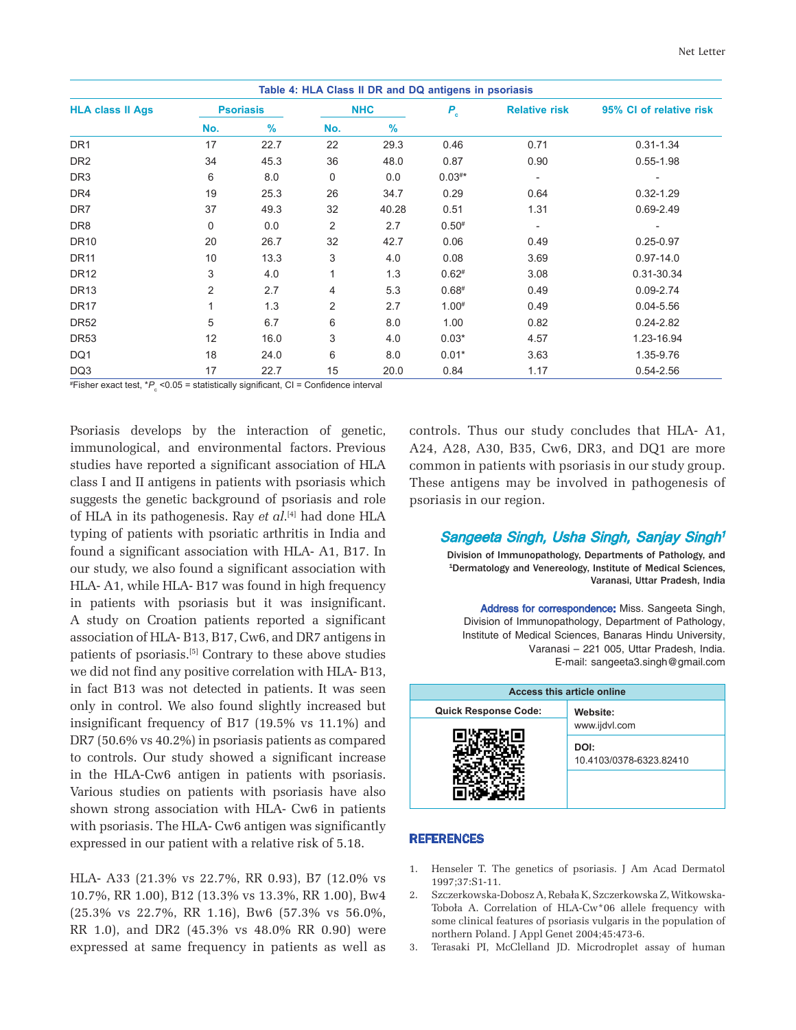**Table 4: HLA Class II DR and DQ antigens in psoriasis**

| HLA class II Ags | Psoriasis | | NHC | | $P_c$ | Relative risk | 95% CI of relative risk |
|---|---|---|---|---|---|---|---|
| | No. | % | No. | % | | | |
| DR1 | 17 | 22.7 | 22 | 29.3 | 0.46 | 0.71 | 0.31-1.34 |
| DR2 | 34 | 45.3 | 36 | 48.0 | 0.87 | 0.90 | 0.55-1.98 |
| DR3 | 6 | 8.0 | 0 | 0.0 | 0.03#* | - | - |
| DR4 | 19 | 25.3 | 26 | 34.7 | 0.29 | 0.64 | 0.32-1.29 |
| DR7 | 37 | 49.3 | 32 | 40.28 | 0.51 | 1.31 | 0.69-2.49 |
| DR8 | 0 | 0.0 | 2 | 2.7 | 0.50# | - | - |
| DR10 | 20 | 26.7 | 32 | 42.7 | 0.06 | 0.49 | 0.25-0.97 |
| DR11 | 10 | 13.3 | 3 | 4.0 | 0.08 | 3.69 | 0.97-14.0 |
| DR12 | 3 | 4.0 | 1 | 1.3 | 0.62# | 3.08 | 0.31-30.34 |
| DR13 | 2 | 2.7 | 4 | 5.3 | 0.68# | 0.49 | 0.09-2.74 |
| DR17 | 1 | 1.3 | 2 | 2.7 | 1.00# | 0.49 | 0.04-5.56 |
| DR52 | 5 | 6.7 | 6 | 8.0 | 1.00 | 0.82 | 0.24-2.82 |
| DR53 | 12 | 16.0 | 3 | 4.0 | 0.03* | 4.57 | 1.23-16.94 |
| DQ1 | 18 | 24.0 | 6 | 8.0 | 0.01* | 3.63 | 1.35-9.76 |
| DQ3 | 17 | 22.7 | 15 | 20.0 | 0.84 | 1.17 | 0.54-2.56 |

#Fisher exact test, *$P_c$ <0.05 = statistically significant, CI = Confidence interval

Psoriasis develops by the interaction of genetic, immunological, and environmental factors. Previous studies have reported a significant association of HLA class I and II antigens in patients with psoriasis which suggests the genetic background of psoriasis and role of HLA in its pathogenesis. Ray *et al*.[4] had done HLA typing of patients with psoriatic arthritis in India and found a significant association with HLA- A1, B17. In our study, we also found a significant association with HLA- A1, while HLA- B17 was found in high frequency in patients with psoriasis but it was insignificant. A study on Croation patients reported a significant association of HLA- B13, B17, Cw6, and DR7 antigens in patients of psoriasis.[5] Contrary to these above studies we did not find any positive correlation with HLA- B13, in fact B13 was not detected in patients. It was seen only in control. We also found slightly increased but insignificant frequency of B17 (19.5% vs 11.1%) and DR7 (50.6% vs 40.2%) in psoriasis patients as compared to controls. Our study showed a significant increase in the HLA-Cw6 antigen in patients with psoriasis. Various studies on patients with psoriasis have also shown strong association with HLA- Cw6 in patients with psoriasis. The HLA- Cw6 antigen was significantly expressed in our patient with a relative risk of 5.18.

HLA- A33 (21.3% vs 22.7%, RR 0.93), B7 (12.0% vs 10.7%, RR 1.00), B12 (13.3% vs 13.3%, RR 1.00), Bw4 (25.3% vs 22.7%, RR 1.16), Bw6 (57.3% vs 56.0%, RR 1.0), and DR2 (45.3% vs 48.0% RR 0.90) were expressed at same frequency in patients as well as controls. Thus our study concludes that HLA- A1, A24, A28, A30, B35, Cw6, DR3, and DQ1 are more common in patients with psoriasis in our study group. These antigens may be involved in pathogenesis of psoriasis in our region.

**Sangeeta Singh, Usha Singh, Sanjay Singh[1]**

Division of Immunopathology, Departments of Pathology, and [1]Dermatology and Venereology, Institute of Medical Sciences, Varanasi, Uttar Pradesh, India

**Address for correspondence:** Miss. Sangeeta Singh, Division of Immunopathology, Department of Pathology, Institute of Medical Sciences, Banaras Hindu University, Varanasi – 221 005, Uttar Pradesh, India. E-mail: sangeeta3.singh@gmail.com

| Access this article online | |
|---|---|
| Quick Response Code: | Website: www.ijdvl.com |
| | DOI: 10.4103/0378-6323.82410 |

## REFERENCES

1. Henseler T. The genetics of psoriasis. J Am Acad Dermatol 1997;37:S1-11.
2. Szczerkowska-Dobosz A, Rebała K, Szczerkowska Z, Witkowska-Toboła A. Correlation of HLA-Cw*06 allele frequency with some clinical features of psoriasis vulgaris in the population of northern Poland. J Appl Genet 2004;45:473-6.
3. Terasaki PI, McClelland JD. Microdroplet assay of human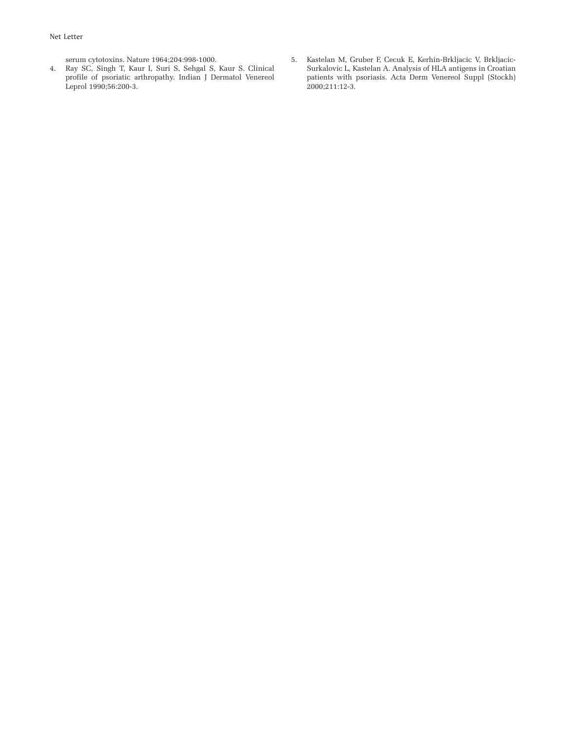serum cytotoxins. Nature 1964;204:998-1000.

4. Ray SC, Singh T, Kaur I, Suri S, Sehgal S, Kaur S. Clinical profile of psoriatic arthropathy. Indian J Dermatol Venereol Leprol 1990;56:200-3.
5. Kastelan M, Gruber F, Cecuk E, Kerhin-Brkljacic V, Brkljacic-Surkalovic L, Kastelan A. Analysis of HLA antigens in Croatian patients with psoriasis. Acta Derm Venereol Suppl (Stockh) 2000;211:12-3.